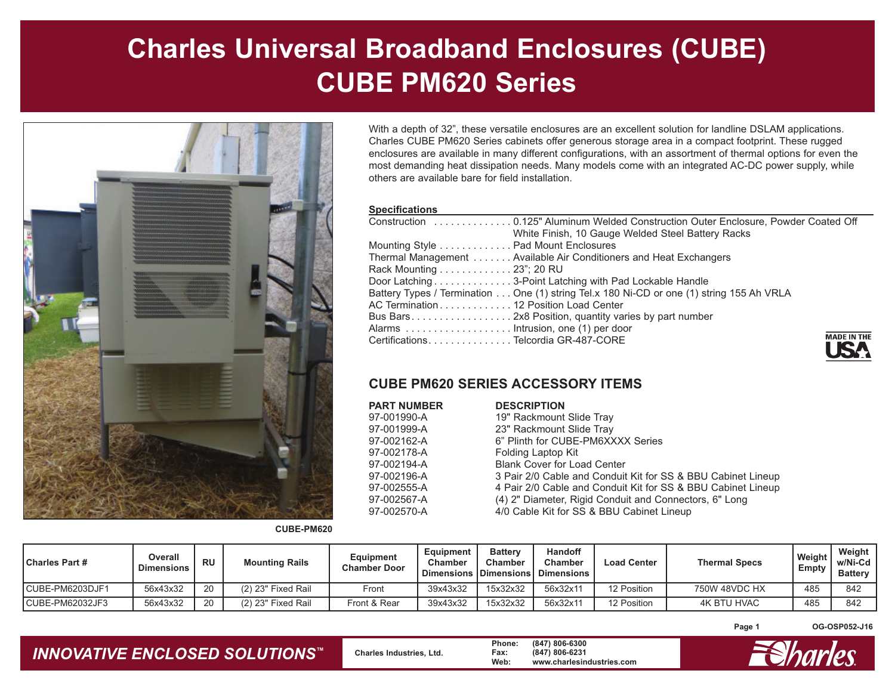# Charles Universal Broadband Enclosures (CUBE)
# CUBE PM620 Series

CUBE-PM620

With a depth of 32", these versatile enclosures are an excellent solution for landline DSLAM applications. Charles CUBE PM620 Series cabinets offer generous storage area in a compact footprint. These rugged enclosures are available in many different configurations, with an assortment of thermal options for even the most demanding heat dissipation needs. Many models come with an integrated AC-DC power supply, while others are available bare for field installation.

**Specifications**

- Construction . . . . . . . . . . . . . . 0.125" Aluminum Welded Construction Outer Enclosure, Powder Coated Off White Finish, 10 Gauge Welded Steel Battery Racks
- Mounting Style . . . . . . . . . . . . . Pad Mount Enclosures
- Thermal Management . . . . . . . Available Air Conditioners and Heat Exchangers
- Rack Mounting . . . . . . . . . . . . . 23"; 20 RU
- Door Latching . . . . . . . . . . . . . . 3-Point Latching with Pad Lockable Handle
- Battery Types / Termination . . . One (1) string Tel.x 180 Ni-CD or one (1) string 155 Ah VRLA
- AC Termination . . . . . . . . . . . . 12 Position Load Center
- Bus Bars . . . . . . . . . . . . . . . . . . 2x8 Position, quantity varies by part number
- Alarms . . . . . . . . . . . . . . . . . . . Intrusion, one (1) per door
- Certifications . . . . . . . . . . . . . . Telcordia GR-487-CORE

MADE IN THE USA

## CUBE PM620 SERIES ACCESSORY ITEMS

| PART NUMBER | DESCRIPTION |
|---|---|
| 97-001990-A | 19" Rackmount Slide Tray |
| 97-001999-A | 23" Rackmount Slide Tray |
| 97-002162-A | 6" Plinth for CUBE-PM6XXXX Series |
| 97-002178-A | Folding Laptop Kit |
| 97-002194-A | Blank Cover for Load Center |
| 97-002196-A | 3 Pair 2/0 Cable and Conduit Kit for SS & BBU Cabinet Lineup |
| 97-002555-A | 4 Pair 2/0 Cable and Conduit Kit for SS & BBU Cabinet Lineup |
| 97-002567-A | (4) 2" Diameter, Rigid Conduit and Connectors, 6" Long |
| 97-002570-A | 4/0 Cable Kit for SS & BBU Cabinet Lineup |

| Charles Part # | Overall Dimensions | RU | Mounting Rails | Equipment Chamber Door | Equipment Chamber Dimensions | Battery Chamber Dimensions | Handoff Chamber Dimensions | Load Center | Thermal Specs | Weight Empty | Weight w/Ni-Cd Battery |
|---|---|---|---|---|---|---|---|---|---|---|---|
| CUBE-PM6203DJF1 | 56x43x32 | 20 | (2) 23" Fixed Rail | Front | 39x43x32 | 15x32x32 | 56x32x11 | 12 Position | 750W 48VDC HX | 485 | 842 |
| CUBE-PM62032JF3 | 56x43x32 | 20 | (2) 23" Fixed Rail | Front & Rear | 39x43x32 | 15x32x32 | 56x32x11 | 12 Position | 4K BTU HVAC | 485 | 842 |

OG-OSP052-J16

*INNOVATIVE ENCLOSED SOLUTIONS™*

Charles Industries, Ltd.

Phone: (847) 806-6300
Fax: (847) 806-6231
Web: www.charlesindustries.com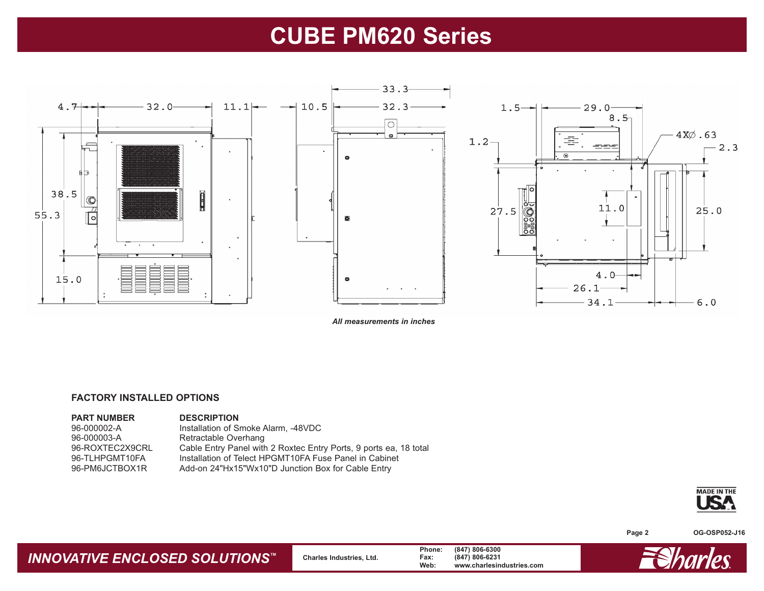# CUBE PM620 Series

4.7
32.0
11.1
10.5
33.3
32.3
1.5
29.0
8.5
4XØ.63
2.3
1.2
38.5
55.3
15.0
27.5
11.0
25.0
4.0
26.1
34.1
6.0

*All measurements in inches*

## FACTORY INSTALLED OPTIONS

| PART NUMBER | DESCRIPTION |
|---|---|
| 96-000002-A | Installation of Smoke Alarm, -48VDC |
| 96-000003-A | Retractable Overhang |
| 96-ROXTEC2X9CRL | Cable Entry Panel with 2 Roxtec Entry Ports, 9 ports ea, 18 total |
| 96-TLHPGMT10FA | Installation of Telect HPGMT10FA Fuse Panel in Cabinet |
| 96-PM6JCTBOX1R | Add-on 24"Hx15"Wx10"D Junction Box for Cable Entry |

MADE IN THE USA

OG-OSP052-J16

*INNOVATIVE ENCLOSED SOLUTIONS™*

Charles Industries, Ltd.

**Phone:** (847) 806-6300
**Fax:** (847) 806-6231
**Web:** www.charlesindustries.com

Charles